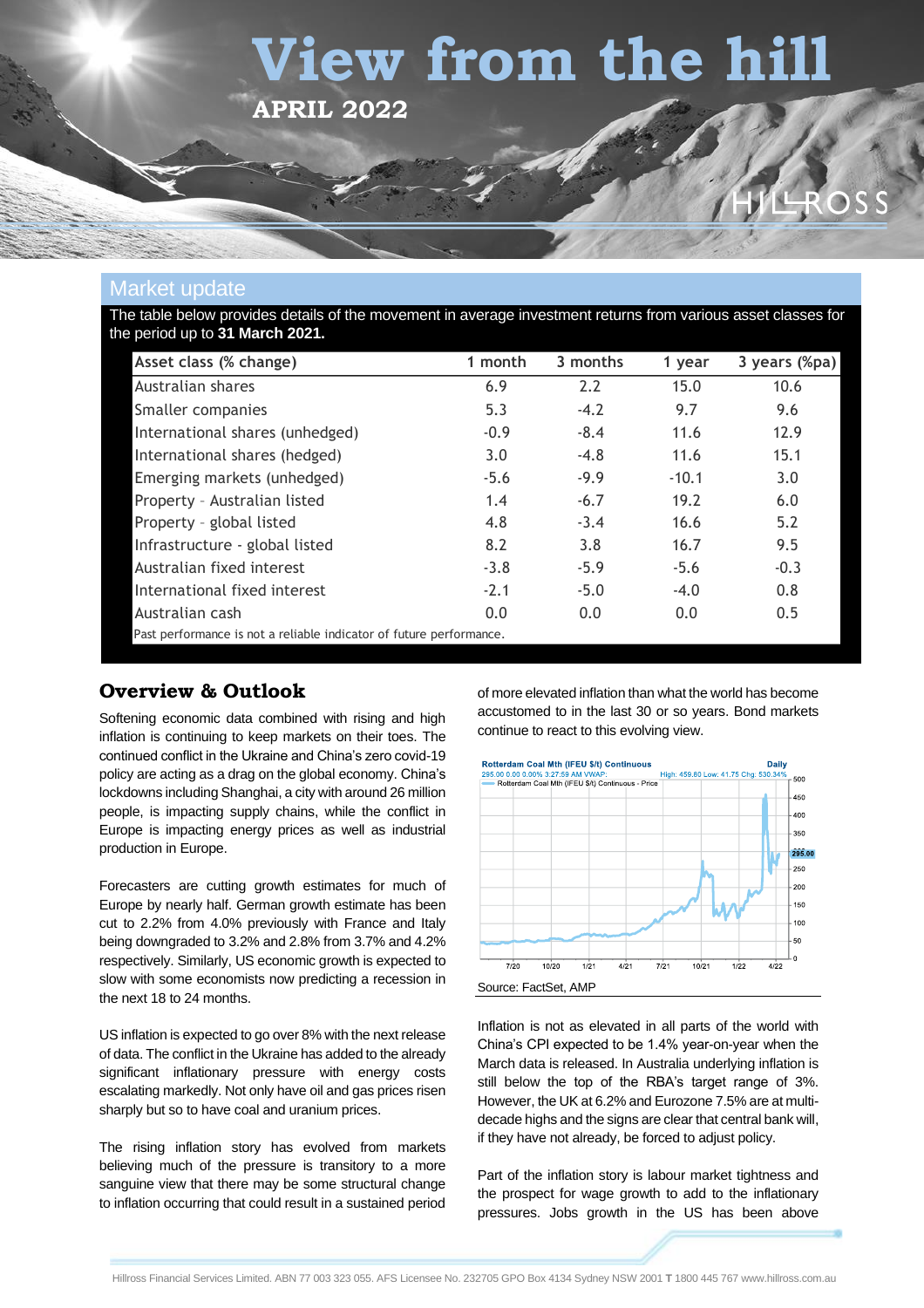# View from the hill

**APRIL 2022**

## Market update

The table below provides details of the movement in average investment returns from various asset classes for the period up to **31 March 2021.**

| Asset class (% change) | 1 month | 3 months | 1 year | 3 years (%pa) |
|---|---|---|---|---|
| Australian shares | 6.9 | 2.2 | 15.0 | 10.6 |
| Smaller companies | 5.3 | -4.2 | 9.7 | 9.6 |
| International shares (unhedged) | -0.9 | -8.4 | 11.6 | 12.9 |
| International shares (hedged) | 3.0 | -4.8 | 11.6 | 15.1 |
| Emerging markets (unhedged) | -5.6 | -9.9 | -10.1 | 3.0 |
| Property – Australian listed | 1.4 | -6.7 | 19.2 | 6.0 |
| Property – global listed | 4.8 | -3.4 | 16.6 | 5.2 |
| Infrastructure - global listed | 8.2 | 3.8 | 16.7 | 9.5 |
| Australian fixed interest | -3.8 | -5.9 | -5.6 | -0.3 |
| International fixed interest | -2.1 | -5.0 | -4.0 | 0.8 |
| Australian cash | 0.0 | 0.0 | 0.0 | 0.5 |

Past performance is not a reliable indicator of future performance.

## Overview & Outlook

Softening economic data combined with rising and high inflation is continuing to keep markets on their toes. The continued conflict in the Ukraine and China's zero covid-19 policy are acting as a drag on the global economy. China's lockdowns including Shanghai, a city with around 26 million people, is impacting supply chains, while the conflict in Europe is impacting energy prices as well as industrial production in Europe.

Forecasters are cutting growth estimates for much of Europe by nearly half. German growth estimate has been cut to 2.2% from 4.0% previously with France and Italy being downgraded to 3.2% and 2.8% from 3.7% and 4.2% respectively. Similarly, US economic growth is expected to slow with some economists now predicting a recession in the next 18 to 24 months.

US inflation is expected to go over 8% with the next release of data. The conflict in the Ukraine has added to the already significant inflationary pressure with energy costs escalating markedly. Not only have oil and gas prices risen sharply but so to have coal and uranium prices.

The rising inflation story has evolved from markets believing much of the pressure is transitory to a more sanguine view that there may be some structural change to inflation occurring that could result in a sustained period of more elevated inflation than what the world has become accustomed to in the last 30 or so years. Bond markets continue to react to this evolving view.

Source: FactSet, AMP

Inflation is not as elevated in all parts of the world with China's CPI expected to be 1.4% year-on-year when the March data is released. In Australia underlying inflation is still below the top of the RBA's target range of 3%. However, the UK at 6.2% and Eurozone 7.5% are at multi-decade highs and the signs are clear that central bank will, if they have not already, be forced to adjust policy.

Part of the inflation story is labour market tightness and the prospect for wage growth to add to the inflationary pressures. Jobs growth in the US has been above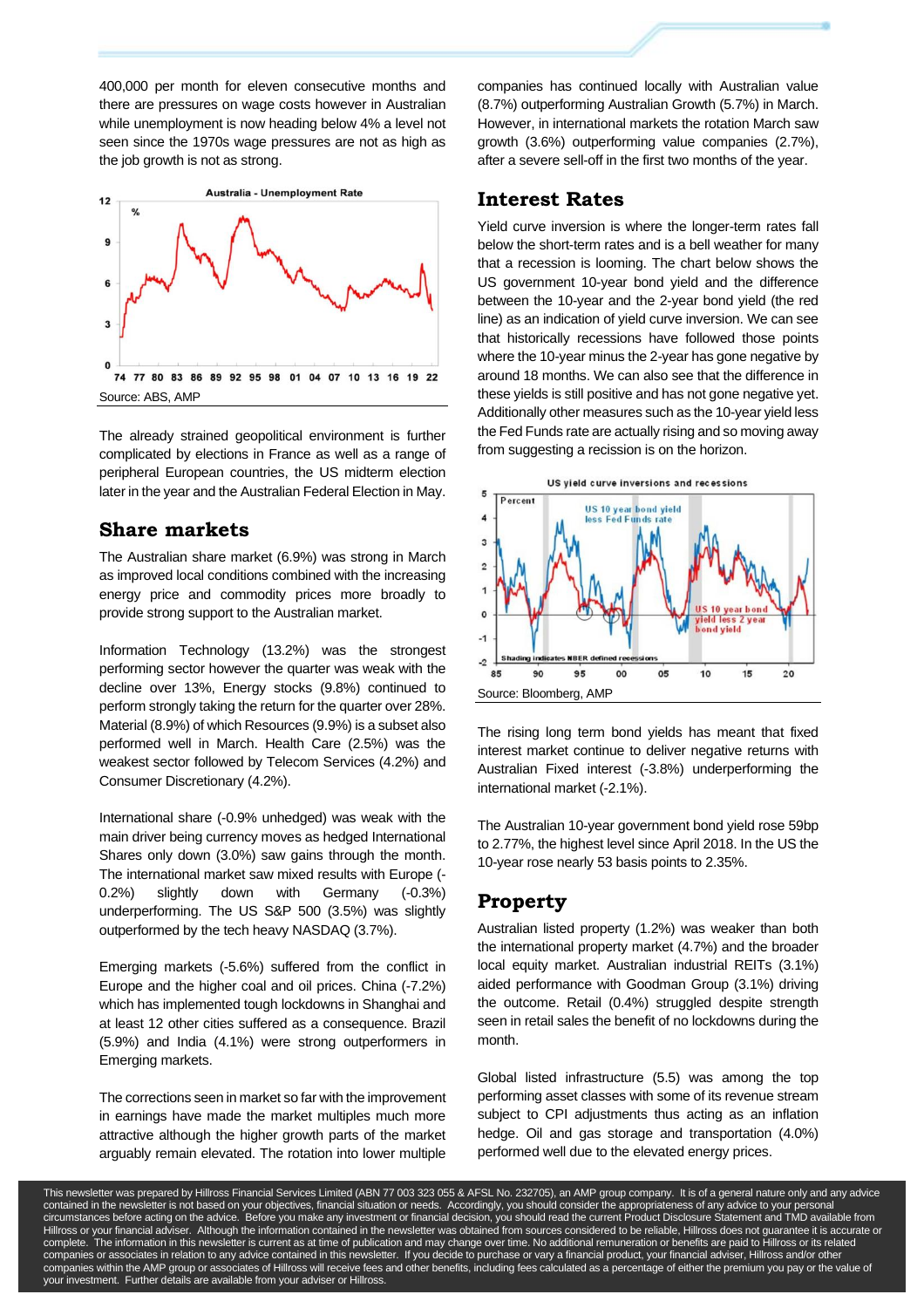400,000 per month for eleven consecutive months and there are pressures on wage costs however in Australian while unemployment is now heading below 4% a level not seen since the 1970s wage pressures are not as high as the job growth is not as strong.

Australia - Unemployment Rate

%

12
9
6
3
0

74 77 80 83 86 89 92 95 98 01 04 07 10 13 16 19 22

Source: ABS, AMP

The already strained geopolitical environment is further complicated by elections in France as well as a range of peripheral European countries, the US midterm election later in the year and the Australian Federal Election in May.

## Share markets

The Australian share market (6.9%) was strong in March as improved local conditions combined with the increasing energy price and commodity prices more broadly to provide strong support to the Australian market.

Information Technology (13.2%) was the strongest performing sector however the quarter was weak with the decline over 13%, Energy stocks (9.8%) continued to perform strongly taking the return for the quarter over 28%. Material (8.9%) of which Resources (9.9%) is a subset also performed well in March. Health Care (2.5%) was the weakest sector followed by Telecom Services (4.2%) and Consumer Discretionary (4.2%).

International share (-0.9% unhedged) was weak with the main driver being currency moves as hedged International Shares only down (3.0%) saw gains through the month. The international market saw mixed results with Europe (-0.2%) slightly down with Germany (-0.3%) underperforming. The US S&P 500 (3.5%) was slightly outperformed by the tech heavy NASDAQ (3.7%).

Emerging markets (-5.6%) suffered from the conflict in Europe and the higher coal and oil prices. China (-7.2%) which has implemented tough lockdowns in Shanghai and at least 12 other cities suffered as a consequence. Brazil (5.9%) and India (4.1%) were strong outperformers in Emerging markets.

The corrections seen in market so far with the improvement in earnings have made the market multiples much more attractive although the higher growth parts of the market arguably remain elevated. The rotation into lower multiple companies has continued locally with Australian value (8.7%) outperforming Australian Growth (5.7%) in March. However, in international markets the rotation March saw growth (3.6%) outperforming value companies (2.7%), after a severe sell-off in the first two months of the year.

## Interest Rates

Yield curve inversion is where the longer-term rates fall below the short-term rates and is a bell weather for many that a recession is looming. The chart below shows the US government 10-year bond yield and the difference between the 10-year and the 2-year bond yield (the red line) as an indication of yield curve inversion. We can see that historically recessions have followed those points where the 10-year minus the 2-year has gone negative by around 18 months. We can also see that the difference in these yields is still positive and has not gone negative yet. Additionally other measures such as the 10-year yield less the Fed Funds rate are actually rising and so moving away from suggesting a recission is on the horizon.

US yield curve inversions and recessions

Percent

US 10 year bond yield less Fed Funds rate

US 10 year bond yield less 2 year bond yield

Shading indicates NBER defined recessions

5
4
3
2
1
0
-1
-2

85 90 95 00 05 10 15 20

Source: Bloomberg, AMP

The rising long term bond yields has meant that fixed interest market continue to deliver negative returns with Australian Fixed interest (-3.8%) underperforming the international market (-2.1%).

The Australian 10-year government bond yield rose 59bp to 2.77%, the highest level since April 2018. In the US the 10-year rose nearly 53 basis points to 2.35%.

## Property

Australian listed property (1.2%) was weaker than both the international property market (4.7%) and the broader local equity market. Australian industrial REITs (3.1%) aided performance with Goodman Group (3.1%) driving the outcome. Retail (0.4%) struggled despite strength seen in retail sales the benefit of no lockdowns during the month.

Global listed infrastructure (5.5) was among the top performing asset classes with some of its revenue stream subject to CPI adjustments thus acting as an inflation hedge. Oil and gas storage and transportation (4.0%) performed well due to the elevated energy prices.

This newsletter was prepared by Hillross Financial Services Limited (ABN 77 003 323 055 & AFSL No. 232705), an AMP group company. It is of a general nature only and any advice contained in the newsletter is not based on your objectives, financial situation or needs. Accordingly, you should consider the appropriateness of any advice to your personal circumstances before acting on the advice. Before you make any investment or financial decision, you should read the current Product Disclosure Statement and TMD available from Hillross or your financial adviser. Although the information contained in the newsletter was obtained from sources considered to be reliable, Hillross does not guarantee it is accurate or complete. The information in this newsletter is current as at time of publication and may change over time. No additional remuneration or benefits are paid to Hillross or its related companies or associates in relation to any advice contained in this newsletter. If you decide to purchase or vary a financial product, your financial adviser, Hillross and/or other companies within the AMP group or associates of Hillross will receive fees and other benefits, including fees calculated as a percentage of either the premium you pay or the value of your investment. Further details are available from your adviser or Hillross.